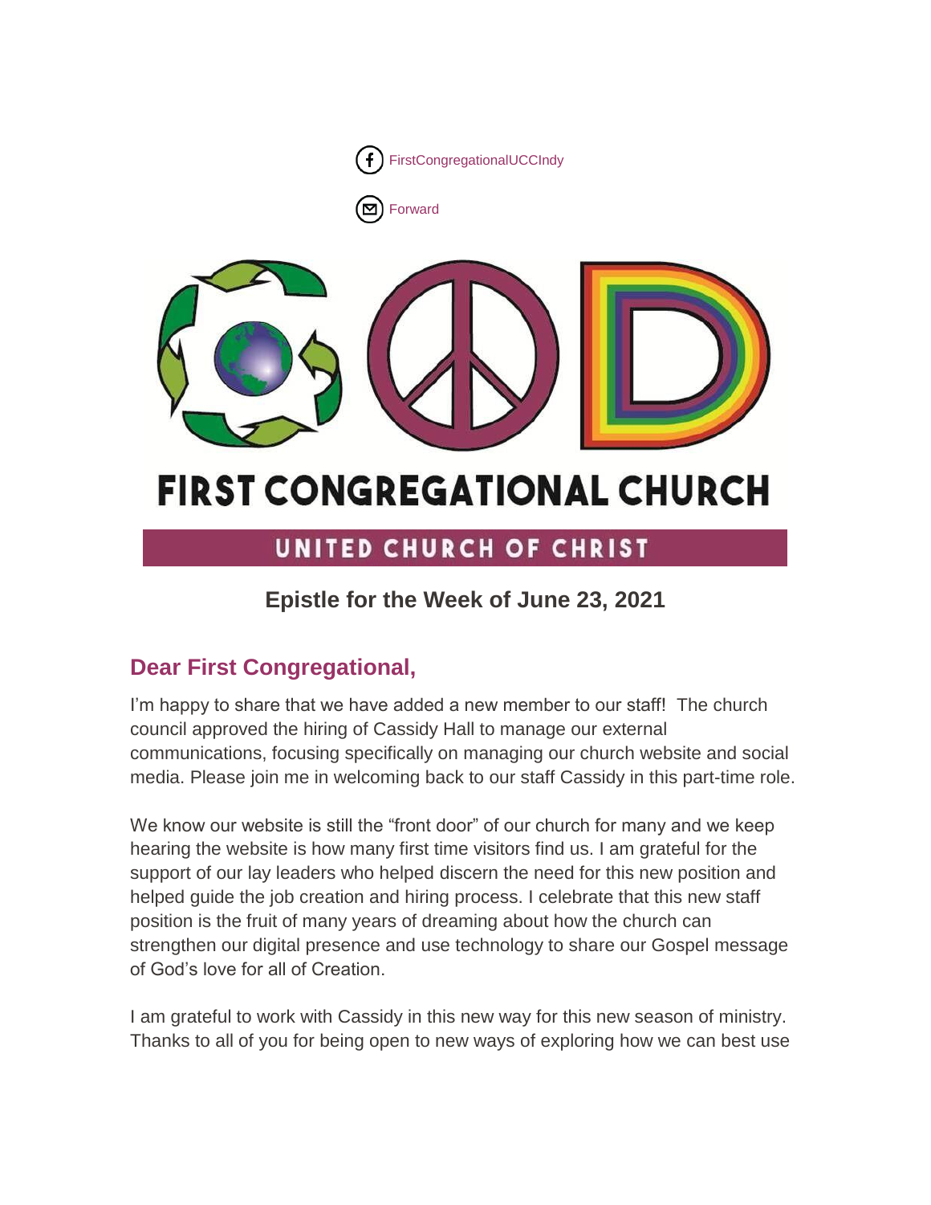FirstCongregationalUCCIndy

Forward

# FIRST CONGREGATIONAL CHURCH

## UNITED CHURCH OF CHRIST

### Epistle for the Week of June 23, 2021

## Dear First Congregational,

I'm happy to share that we have added a new member to our staff! The church council approved the hiring of Cassidy Hall to manage our external communications, focusing specifically on managing our church website and social media. Please join me in welcoming back to our staff Cassidy in this part-time role.

We know our website is still the "front door" of our church for many and we keep hearing the website is how many first time visitors find us. I am grateful for the support of our lay leaders who helped discern the need for this new position and helped guide the job creation and hiring process. I celebrate that this new staff position is the fruit of many years of dreaming about how the church can strengthen our digital presence and use technology to share our Gospel message of God's love for all of Creation.

I am grateful to work with Cassidy in this new way for this new season of ministry. Thanks to all of you for being open to new ways of exploring how we can best use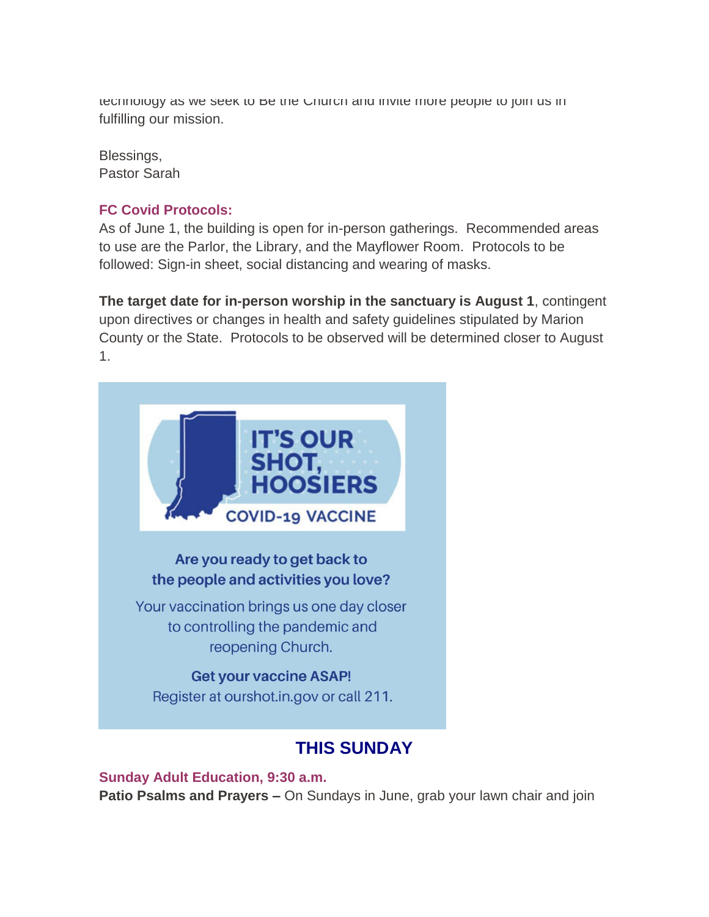technology as we seek to Be the Church and invite more people to join us in fulfilling our mission.

Blessings,
Pastor Sarah

**FC Covid Protocols:**

As of June 1, the building is open for in-person gatherings. Recommended areas to use are the Parlor, the Library, and the Mayflower Room. Protocols to be followed: Sign-in sheet, social distancing and wearing of masks.

**The target date for in-person worship in the sanctuary is August 1**, contingent upon directives or changes in health and safety guidelines stipulated by Marion County or the State. Protocols to be observed will be determined closer to August 1.

IT'S OUR SHOT, HOOSIERS
COVID-19 VACCINE

**Are you ready to get back to the people and activities you love?**

Your vaccination brings us one day closer to controlling the pandemic and reopening Church.

**Get your vaccine ASAP!**
Register at ourshot.in.gov or call 211.

## THIS SUNDAY

**Sunday Adult Education, 9:30 a.m.**

**Patio Psalms and Prayers –** On Sundays in June, grab your lawn chair and join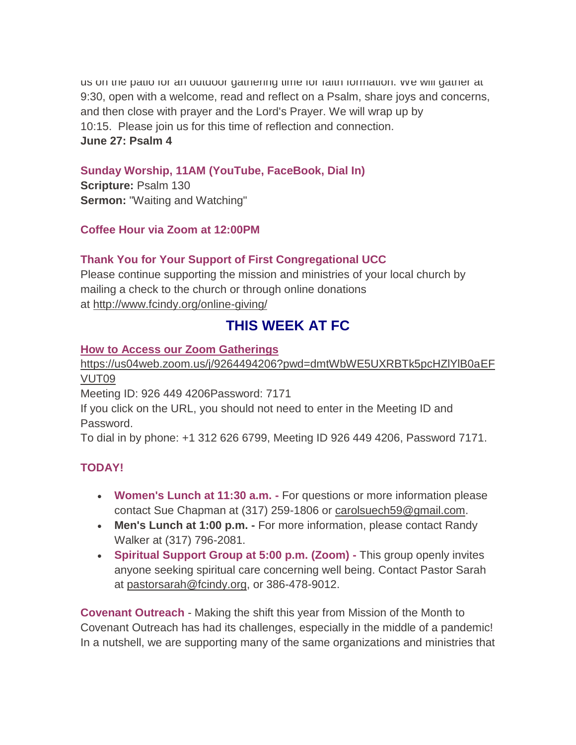us on the patio for an outdoor gathering time for faith formation. We will gather at 9:30, open with a welcome, read and reflect on a Psalm, share joys and concerns, and then close with prayer and the Lord's Prayer. We will wrap up by 10:15. Please join us for this time of reflection and connection.
**June 27: Psalm 4**

**Sunday Worship, 11AM (YouTube, FaceBook, Dial In)**
**Scripture:** Psalm 130
**Sermon:** "Waiting and Watching"

**Coffee Hour via Zoom at 12:00PM**

**Thank You for Your Support of First Congregational UCC**
Please continue supporting the mission and ministries of your local church by mailing a check to the church or through online donations at http://www.fcindy.org/online-giving/

## THIS WEEK AT FC

**How to Access our Zoom Gatherings**
https://us04web.zoom.us/j/9264494206?pwd=dmtWbWE5UXRBTk5pcHZlYlB0aEFVUT09
Meeting ID: 926 449 4206Password: 7171
If you click on the URL, you should not need to enter in the Meeting ID and Password.
To dial in by phone: +1 312 626 6799, Meeting ID 926 449 4206, Password 7171.

**TODAY!**

- **Women's Lunch at 11:30 a.m. -** For questions or more information please contact Sue Chapman at (317) 259-1806 or carolsuech59@gmail.com.
- **Men's Lunch at 1:00 p.m. -** For more information, please contact Randy Walker at (317) 796-2081.
- **Spiritual Support Group at 5:00 p.m. (Zoom) -** This group openly invites anyone seeking spiritual care concerning well being. Contact Pastor Sarah at pastorsarah@fcindy.org, or 386-478-9012.

**Covenant Outreach** - Making the shift this year from Mission of the Month to Covenant Outreach has had its challenges, especially in the middle of a pandemic! In a nutshell, we are supporting many of the same organizations and ministries that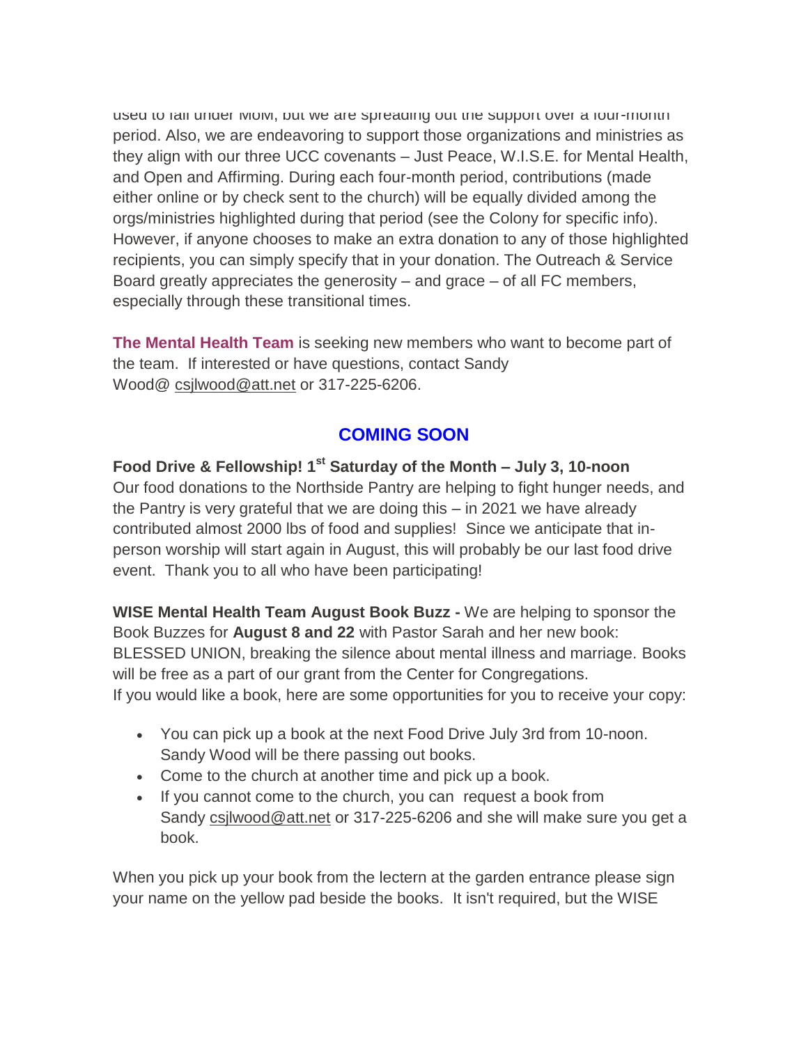used to fall under MoM, but we are spreading out the support over a four-month period. Also, we are endeavoring to support those organizations and ministries as they align with our three UCC covenants – Just Peace, W.I.S.E. for Mental Health, and Open and Affirming. During each four-month period, contributions (made either online or by check sent to the church) will be equally divided among the orgs/ministries highlighted during that period (see the Colony for specific info). However, if anyone chooses to make an extra donation to any of those highlighted recipients, you can simply specify that in your donation. The Outreach & Service Board greatly appreciates the generosity – and grace – of all FC members, especially through these transitional times.

**The Mental Health Team** is seeking new members who want to become part of the team. If interested or have questions, contact Sandy Wood@ csjlwood@att.net or 317-225-6206.

## COMING SOON

**Food Drive & Fellowship! 1st Saturday of the Month – July 3, 10-noon**
Our food donations to the Northside Pantry are helping to fight hunger needs, and the Pantry is very grateful that we are doing this – in 2021 we have already contributed almost 2000 lbs of food and supplies! Since we anticipate that in-person worship will start again in August, this will probably be our last food drive event. Thank you to all who have been participating!

**WISE Mental Health Team August Book Buzz -** We are helping to sponsor the Book Buzzes for **August 8 and 22** with Pastor Sarah and her new book: BLESSED UNION, breaking the silence about mental illness and marriage. Books will be free as a part of our grant from the Center for Congregations.
If you would like a book, here are some opportunities for you to receive your copy:

- You can pick up a book at the next Food Drive July 3rd from 10-noon. Sandy Wood will be there passing out books.
- Come to the church at another time and pick up a book.
- If you cannot come to the church, you can request a book from Sandy csjlwood@att.net or 317-225-6206 and she will make sure you get a book.

When you pick up your book from the lectern at the garden entrance please sign your name on the yellow pad beside the books. It isn't required, but the WISE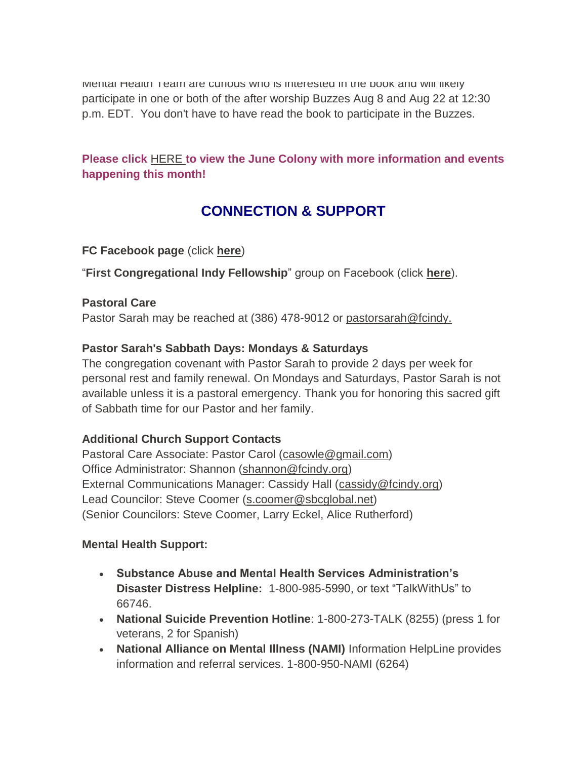Mental Health Team are curious who is interested in the book and will likely participate in one or both of the after worship Buzzes Aug 8 and Aug 22 at 12:30 p.m. EDT. You don't have to have read the book to participate in the Buzzes.

**Please click HERE to view the June Colony with more information and events happening this month!**

## CONNECTION & SUPPORT

**FC Facebook page** (click **here**)

"**First Congregational Indy Fellowship**" group on Facebook (click **here**).

**Pastoral Care**
Pastor Sarah may be reached at (386) 478-9012 or pastorsarah@fcindy.

**Pastor Sarah's Sabbath Days: Mondays & Saturdays**
The congregation covenant with Pastor Sarah to provide 2 days per week for personal rest and family renewal. On Mondays and Saturdays, Pastor Sarah is not available unless it is a pastoral emergency. Thank you for honoring this sacred gift of Sabbath time for our Pastor and her family.

**Additional Church Support Contacts**
Pastoral Care Associate: Pastor Carol (casowle@gmail.com)
Office Administrator: Shannon (shannon@fcindy.org)
External Communications Manager: Cassidy Hall (cassidy@fcindy.org)
Lead Councilor: Steve Coomer (s.coomer@sbcglobal.net)
(Senior Councilors: Steve Coomer, Larry Eckel, Alice Rutherford)

**Mental Health Support:**

- **Substance Abuse and Mental Health Services Administration's Disaster Distress Helpline:** 1-800-985-5990, or text "TalkWithUs" to 66746.
- **National Suicide Prevention Hotline**: 1-800-273-TALK (8255) (press 1 for veterans, 2 for Spanish)
- **National Alliance on Mental Illness (NAMI)** Information HelpLine provides information and referral services. 1-800-950-NAMI (6264)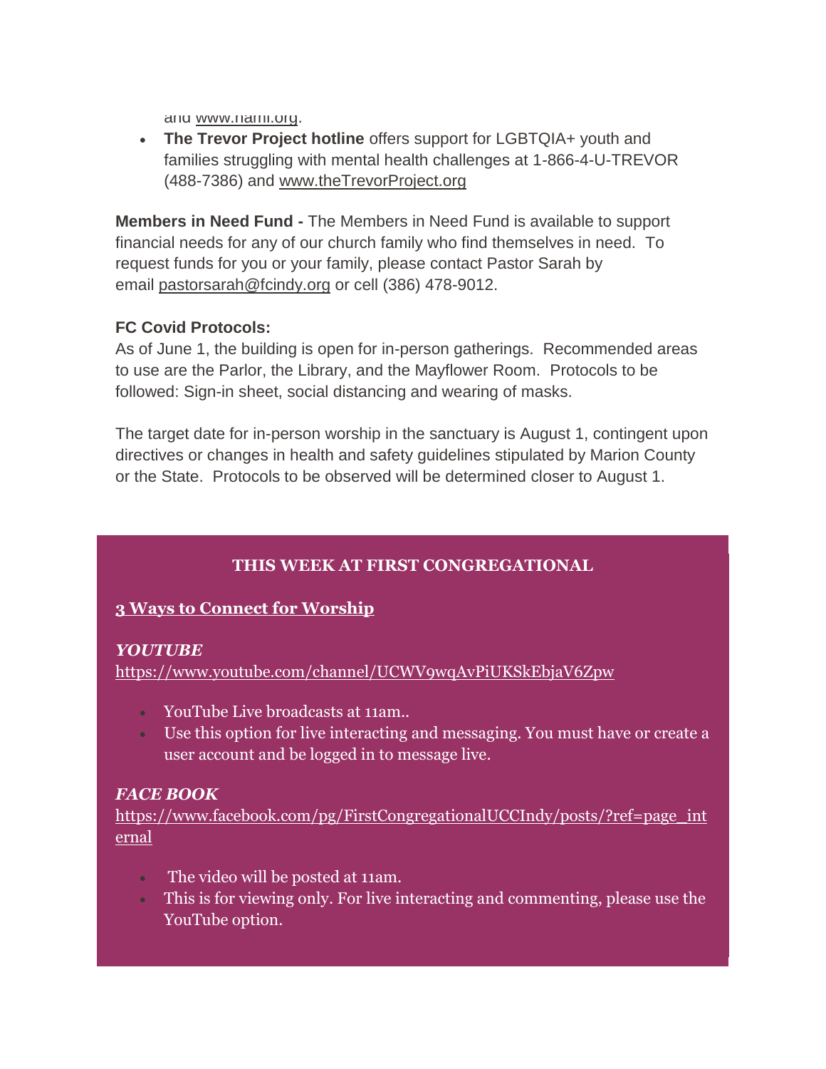and www.nami.org.

- **The Trevor Project hotline** offers support for LGBTQIA+ youth and families struggling with mental health challenges at 1-866-4-U-TREVOR (488-7386) and www.theTrevorProject.org

**Members in Need Fund -** The Members in Need Fund is available to support financial needs for any of our church family who find themselves in need. To request funds for you or your family, please contact Pastor Sarah by email pastorsarah@fcindy.org or cell (386) 478-9012.

**FC Covid Protocols:**
As of June 1, the building is open for in-person gatherings. Recommended areas to use are the Parlor, the Library, and the Mayflower Room. Protocols to be followed: Sign-in sheet, social distancing and wearing of masks.

The target date for in-person worship in the sanctuary is August 1, contingent upon directives or changes in health and safety guidelines stipulated by Marion County or the State. Protocols to be observed will be determined closer to August 1.

## THIS WEEK AT FIRST CONGREGATIONAL

**3 Ways to Connect for Worship**

***YOUTUBE***
https://www.youtube.com/channel/UCWV9wqAvPiUKSkEbjaV6Zpw

- YouTube Live broadcasts at 11am..
- Use this option for live interacting and messaging. You must have or create a user account and be logged in to message live.

***FACE BOOK***
https://www.facebook.com/pg/FirstCongregationalUCCIndy/posts/?ref=page_internal

- The video will be posted at 11am.
- This is for viewing only. For live interacting and commenting, please use the YouTube option.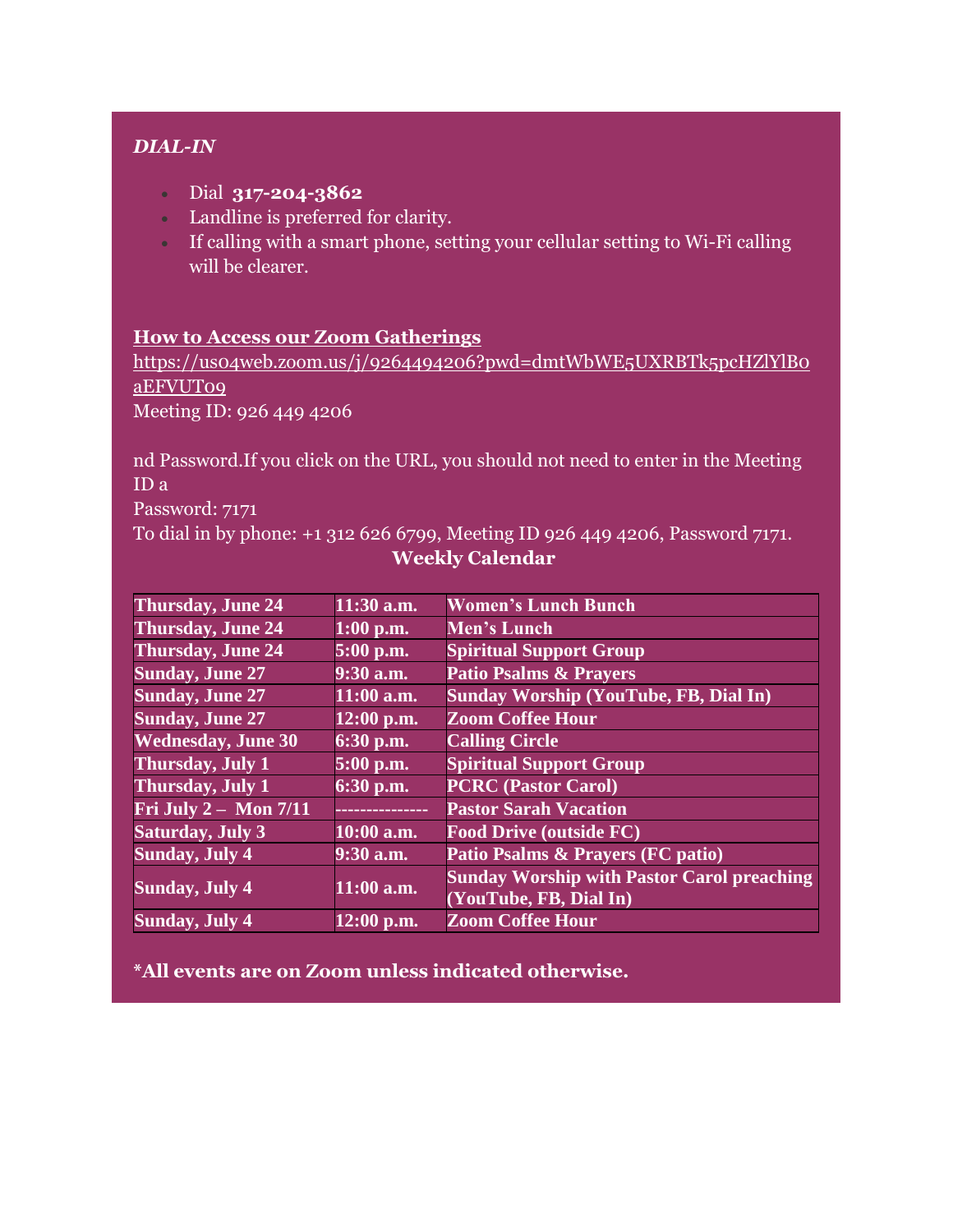***DIAL-IN***

- Dial **317-204-3862**
- Landline is preferred for clarity.
- If calling with a smart phone, setting your cellular setting to Wi-Fi calling will be clearer.

**How to Access our Zoom Gatherings**

https://us04web.zoom.us/j/9264494206?pwd=dmtWbWE5UXRBTk5pcHZlYlB0aEFVUT09

Meeting ID: 926 449 4206

nd Password.If you click on the URL, you should not need to enter in the Meeting ID a

Password: 7171

To dial in by phone: +1 312 626 6799, Meeting ID 926 449 4206, Password 7171.

**Weekly Calendar**

| | | |
|---|---|---|
| **Thursday, June 24** | **11:30 a.m.** | **Women's Lunch Bunch** |
| **Thursday, June 24** | **1:00 p.m.** | **Men's Lunch** |
| **Thursday, June 24** | **5:00 p.m.** | **Spiritual Support Group** |
| **Sunday, June 27** | **9:30 a.m.** | **Patio Psalms & Prayers** |
| **Sunday, June 27** | **11:00 a.m.** | **Sunday Worship (YouTube, FB, Dial In)** |
| **Sunday, June 27** | **12:00 p.m.** | **Zoom Coffee Hour** |
| **Wednesday, June 30** | **6:30 p.m.** | **Calling Circle** |
| **Thursday, July 1** | **5:00 p.m.** | **Spiritual Support Group** |
| **Thursday, July 1** | **6:30 p.m.** | **PCRC (Pastor Carol)** |
| **Fri July 2 – Mon 7/11** | **--------------** | **Pastor Sarah Vacation** |
| **Saturday, July 3** | **10:00 a.m.** | **Food Drive (outside FC)** |
| **Sunday, July 4** | **9:30 a.m.** | **Patio Psalms & Prayers (FC patio)** |
| **Sunday, July 4** | **11:00 a.m.** | **Sunday Worship with Pastor Carol preaching (YouTube, FB, Dial In)** |
| **Sunday, July 4** | **12:00 p.m.** | **Zoom Coffee Hour** |

**\*All events are on Zoom unless indicated otherwise.**